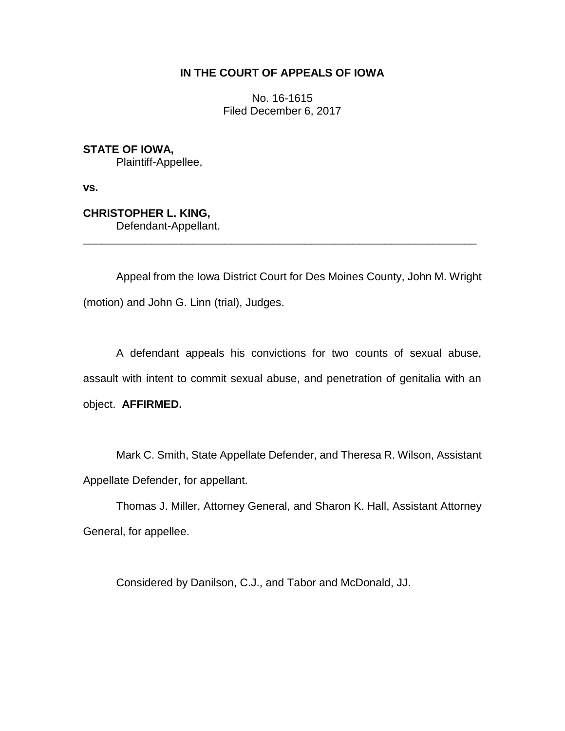**IN THE COURT OF APPEALS OF IOWA**

No. 16-1615
Filed December 6, 2017

**STATE OF IOWA,**
Plaintiff-Appellee,

**vs.**

**CHRISTOPHER L. KING,**
Defendant-Appellant.

---

Appeal from the Iowa District Court for Des Moines County, John M. Wright (motion) and John G. Linn (trial), Judges.

A defendant appeals his convictions for two counts of sexual abuse, assault with intent to commit sexual abuse, and penetration of genitalia with an object. **AFFIRMED.**

Mark C. Smith, State Appellate Defender, and Theresa R. Wilson, Assistant Appellate Defender, for appellant.

Thomas J. Miller, Attorney General, and Sharon K. Hall, Assistant Attorney General, for appellee.

Considered by Danilson, C.J., and Tabor and McDonald, JJ.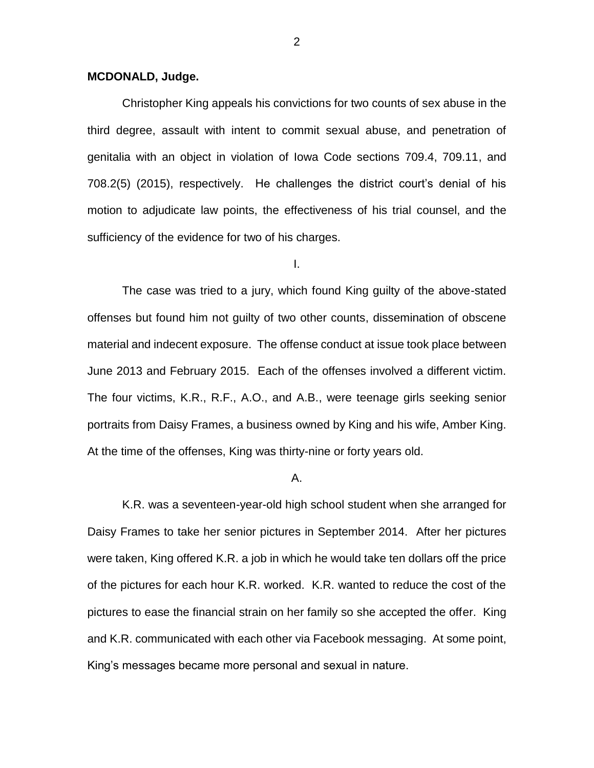**MCDONALD, Judge.**

Christopher King appeals his convictions for two counts of sex abuse in the third degree, assault with intent to commit sexual abuse, and penetration of genitalia with an object in violation of Iowa Code sections 709.4, 709.11, and 708.2(5) (2015), respectively. He challenges the district court's denial of his motion to adjudicate law points, the effectiveness of his trial counsel, and the sufficiency of the evidence for two of his charges.

I.

The case was tried to a jury, which found King guilty of the above-stated offenses but found him not guilty of two other counts, dissemination of obscene material and indecent exposure. The offense conduct at issue took place between June 2013 and February 2015. Each of the offenses involved a different victim. The four victims, K.R., R.F., A.O., and A.B., were teenage girls seeking senior portraits from Daisy Frames, a business owned by King and his wife, Amber King. At the time of the offenses, King was thirty-nine or forty years old.

A.

K.R. was a seventeen-year-old high school student when she arranged for Daisy Frames to take her senior pictures in September 2014. After her pictures were taken, King offered K.R. a job in which he would take ten dollars off the price of the pictures for each hour K.R. worked. K.R. wanted to reduce the cost of the pictures to ease the financial strain on her family so she accepted the offer. King and K.R. communicated with each other via Facebook messaging. At some point, King's messages became more personal and sexual in nature.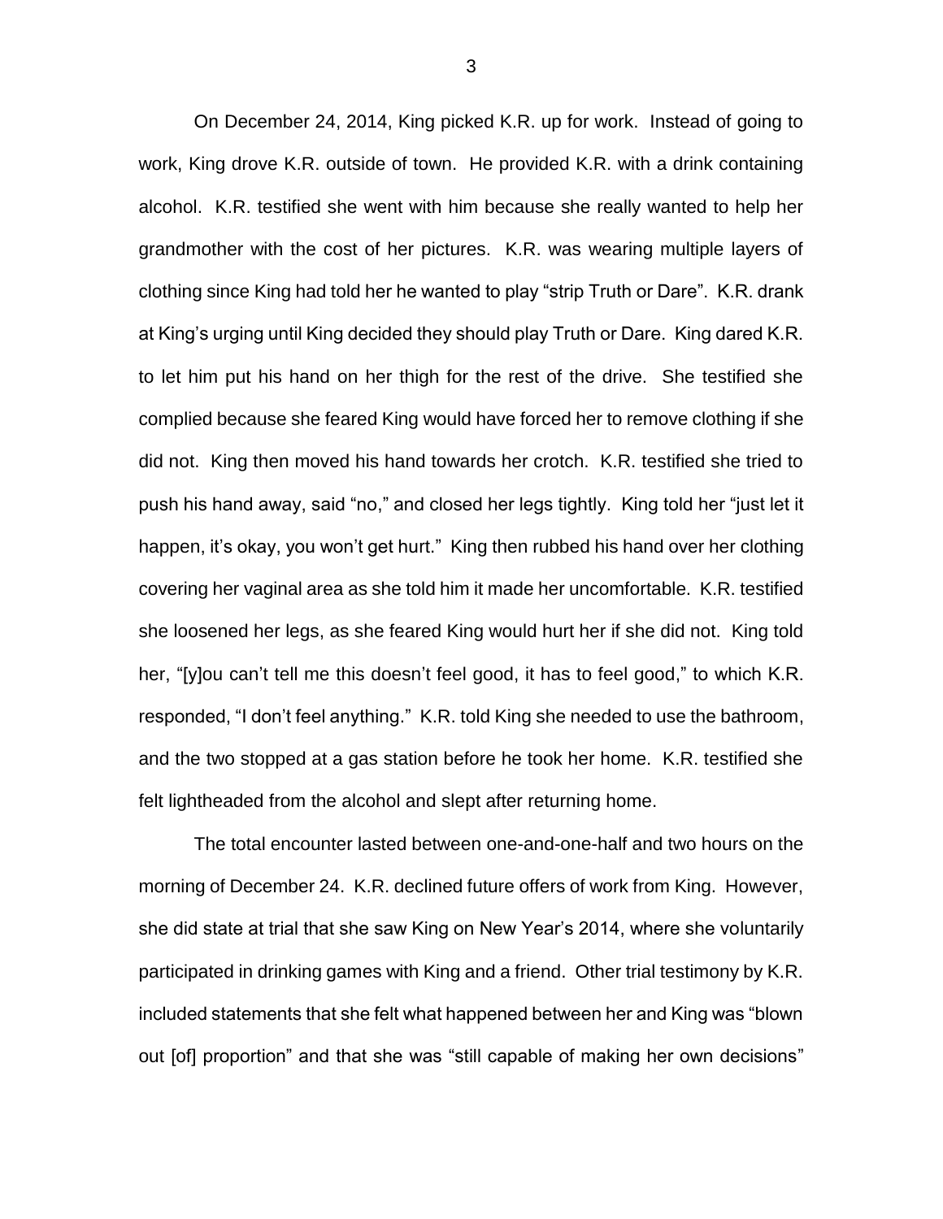On December 24, 2014, King picked K.R. up for work. Instead of going to work, King drove K.R. outside of town. He provided K.R. with a drink containing alcohol. K.R. testified she went with him because she really wanted to help her grandmother with the cost of her pictures. K.R. was wearing multiple layers of clothing since King had told her he wanted to play "strip Truth or Dare". K.R. drank at King's urging until King decided they should play Truth or Dare. King dared K.R. to let him put his hand on her thigh for the rest of the drive. She testified she complied because she feared King would have forced her to remove clothing if she did not. King then moved his hand towards her crotch. K.R. testified she tried to push his hand away, said "no," and closed her legs tightly. King told her "just let it happen, it's okay, you won't get hurt." King then rubbed his hand over her clothing covering her vaginal area as she told him it made her uncomfortable. K.R. testified she loosened her legs, as she feared King would hurt her if she did not. King told her, "[y]ou can't tell me this doesn't feel good, it has to feel good," to which K.R. responded, "I don't feel anything." K.R. told King she needed to use the bathroom, and the two stopped at a gas station before he took her home. K.R. testified she felt lightheaded from the alcohol and slept after returning home.

The total encounter lasted between one-and-one-half and two hours on the morning of December 24. K.R. declined future offers of work from King. However, she did state at trial that she saw King on New Year's 2014, where she voluntarily participated in drinking games with King and a friend. Other trial testimony by K.R. included statements that she felt what happened between her and King was "blown out [of] proportion" and that she was "still capable of making her own decisions"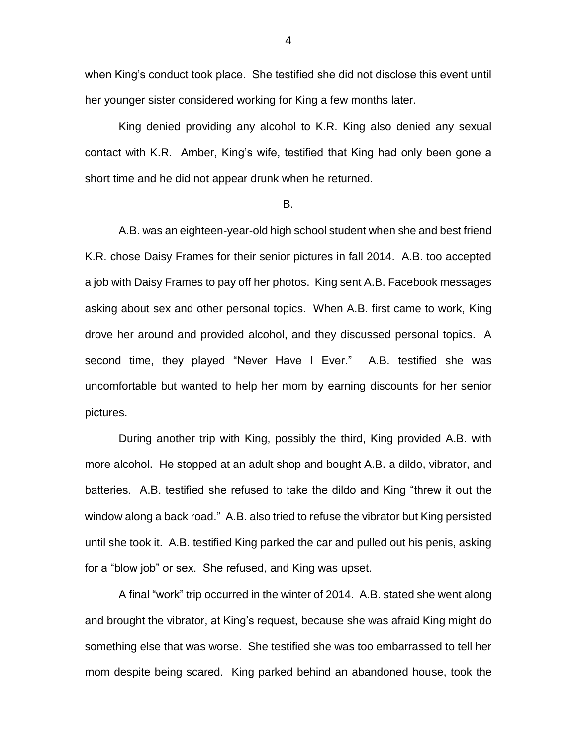when King's conduct took place. She testified she did not disclose this event until her younger sister considered working for King a few months later.

King denied providing any alcohol to K.R. King also denied any sexual contact with K.R. Amber, King's wife, testified that King had only been gone a short time and he did not appear drunk when he returned.

B.

A.B. was an eighteen-year-old high school student when she and best friend K.R. chose Daisy Frames for their senior pictures in fall 2014. A.B. too accepted a job with Daisy Frames to pay off her photos. King sent A.B. Facebook messages asking about sex and other personal topics. When A.B. first came to work, King drove her around and provided alcohol, and they discussed personal topics. A second time, they played "Never Have I Ever." A.B. testified she was uncomfortable but wanted to help her mom by earning discounts for her senior pictures.

During another trip with King, possibly the third, King provided A.B. with more alcohol. He stopped at an adult shop and bought A.B. a dildo, vibrator, and batteries. A.B. testified she refused to take the dildo and King "threw it out the window along a back road." A.B. also tried to refuse the vibrator but King persisted until she took it. A.B. testified King parked the car and pulled out his penis, asking for a "blow job" or sex. She refused, and King was upset.

A final "work" trip occurred in the winter of 2014. A.B. stated she went along and brought the vibrator, at King's request, because she was afraid King might do something else that was worse. She testified she was too embarrassed to tell her mom despite being scared. King parked behind an abandoned house, took the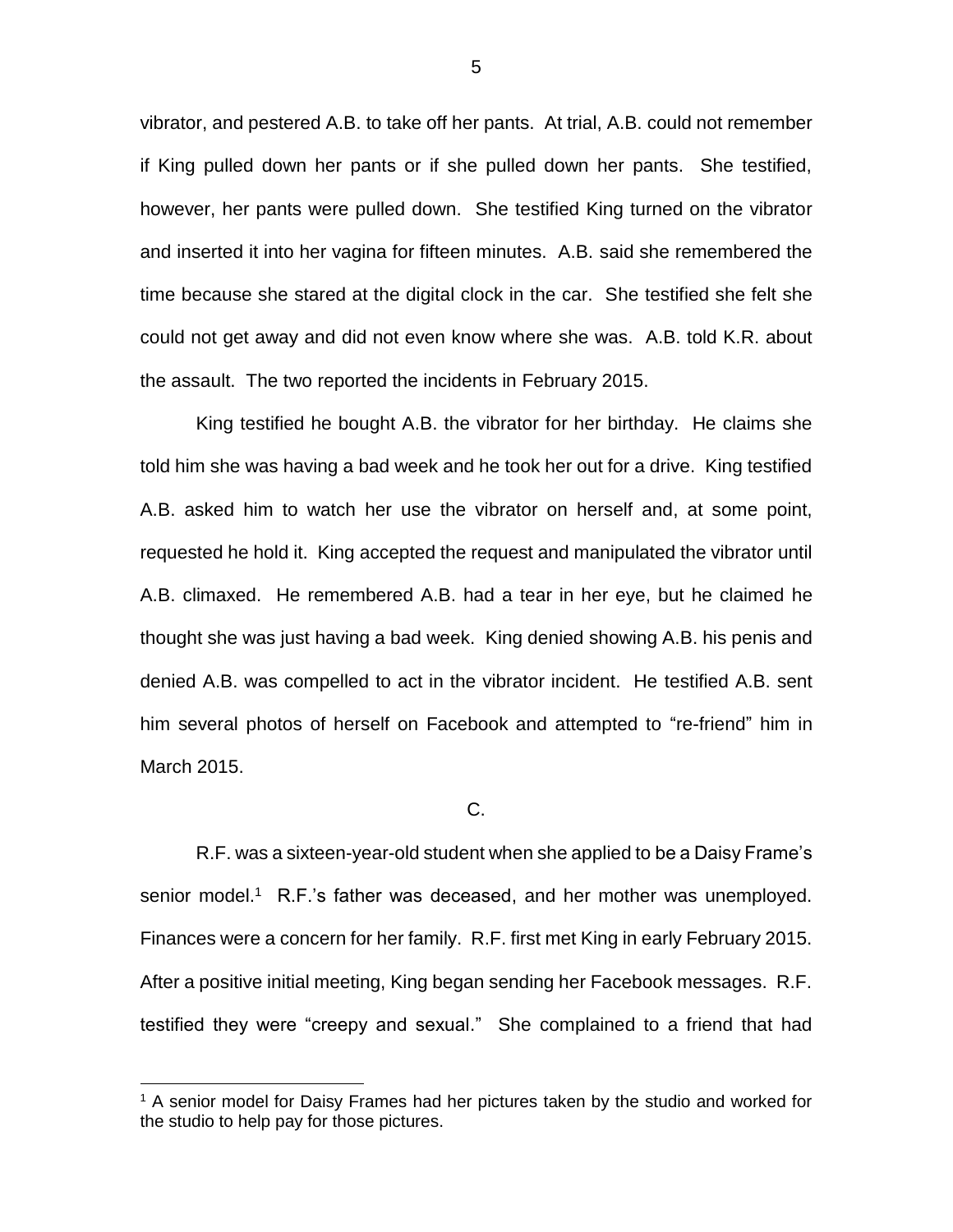vibrator, and pestered A.B. to take off her pants. At trial, A.B. could not remember if King pulled down her pants or if she pulled down her pants. She testified, however, her pants were pulled down. She testified King turned on the vibrator and inserted it into her vagina for fifteen minutes. A.B. said she remembered the time because she stared at the digital clock in the car. She testified she felt she could not get away and did not even know where she was. A.B. told K.R. about the assault. The two reported the incidents in February 2015.

King testified he bought A.B. the vibrator for her birthday. He claims she told him she was having a bad week and he took her out for a drive. King testified A.B. asked him to watch her use the vibrator on herself and, at some point, requested he hold it. King accepted the request and manipulated the vibrator until A.B. climaxed. He remembered A.B. had a tear in her eye, but he claimed he thought she was just having a bad week. King denied showing A.B. his penis and denied A.B. was compelled to act in the vibrator incident. He testified A.B. sent him several photos of herself on Facebook and attempted to "re-friend" him in March 2015.

C.

R.F. was a sixteen-year-old student when she applied to be a Daisy Frame's senior model.[1] R.F.'s father was deceased, and her mother was unemployed. Finances were a concern for her family. R.F. first met King in early February 2015. After a positive initial meeting, King began sending her Facebook messages. R.F. testified they were "creepy and sexual." She complained to a friend that had

[1] A senior model for Daisy Frames had her pictures taken by the studio and worked for the studio to help pay for those pictures.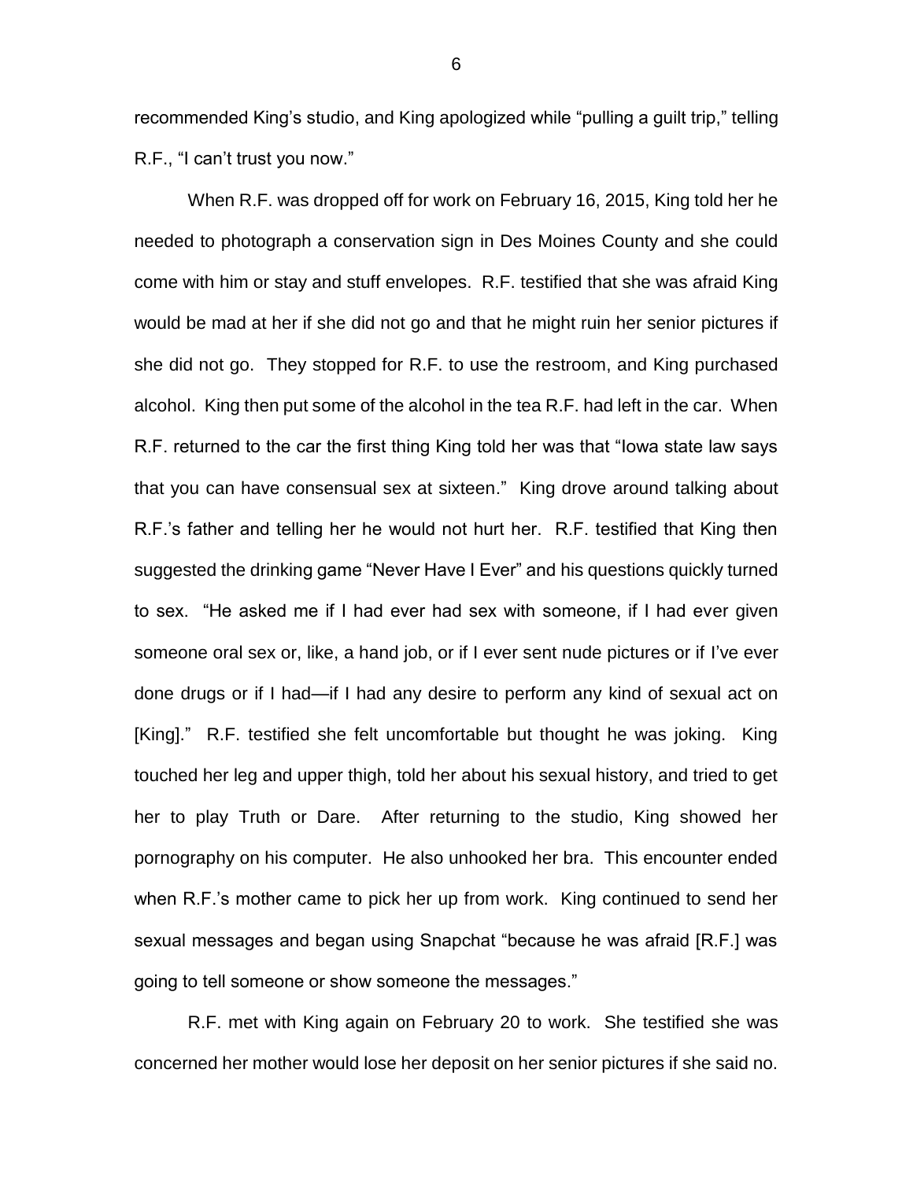recommended King's studio, and King apologized while "pulling a guilt trip," telling R.F., "I can't trust you now."

When R.F. was dropped off for work on February 16, 2015, King told her he needed to photograph a conservation sign in Des Moines County and she could come with him or stay and stuff envelopes. R.F. testified that she was afraid King would be mad at her if she did not go and that he might ruin her senior pictures if she did not go. They stopped for R.F. to use the restroom, and King purchased alcohol. King then put some of the alcohol in the tea R.F. had left in the car. When R.F. returned to the car the first thing King told her was that "Iowa state law says that you can have consensual sex at sixteen." King drove around talking about R.F.'s father and telling her he would not hurt her. R.F. testified that King then suggested the drinking game "Never Have I Ever" and his questions quickly turned to sex. "He asked me if I had ever had sex with someone, if I had ever given someone oral sex or, like, a hand job, or if I ever sent nude pictures or if I've ever done drugs or if I had—if I had any desire to perform any kind of sexual act on [King]." R.F. testified she felt uncomfortable but thought he was joking. King touched her leg and upper thigh, told her about his sexual history, and tried to get her to play Truth or Dare. After returning to the studio, King showed her pornography on his computer. He also unhooked her bra. This encounter ended when R.F.'s mother came to pick her up from work. King continued to send her sexual messages and began using Snapchat "because he was afraid [R.F.] was going to tell someone or show someone the messages."

R.F. met with King again on February 20 to work. She testified she was concerned her mother would lose her deposit on her senior pictures if she said no.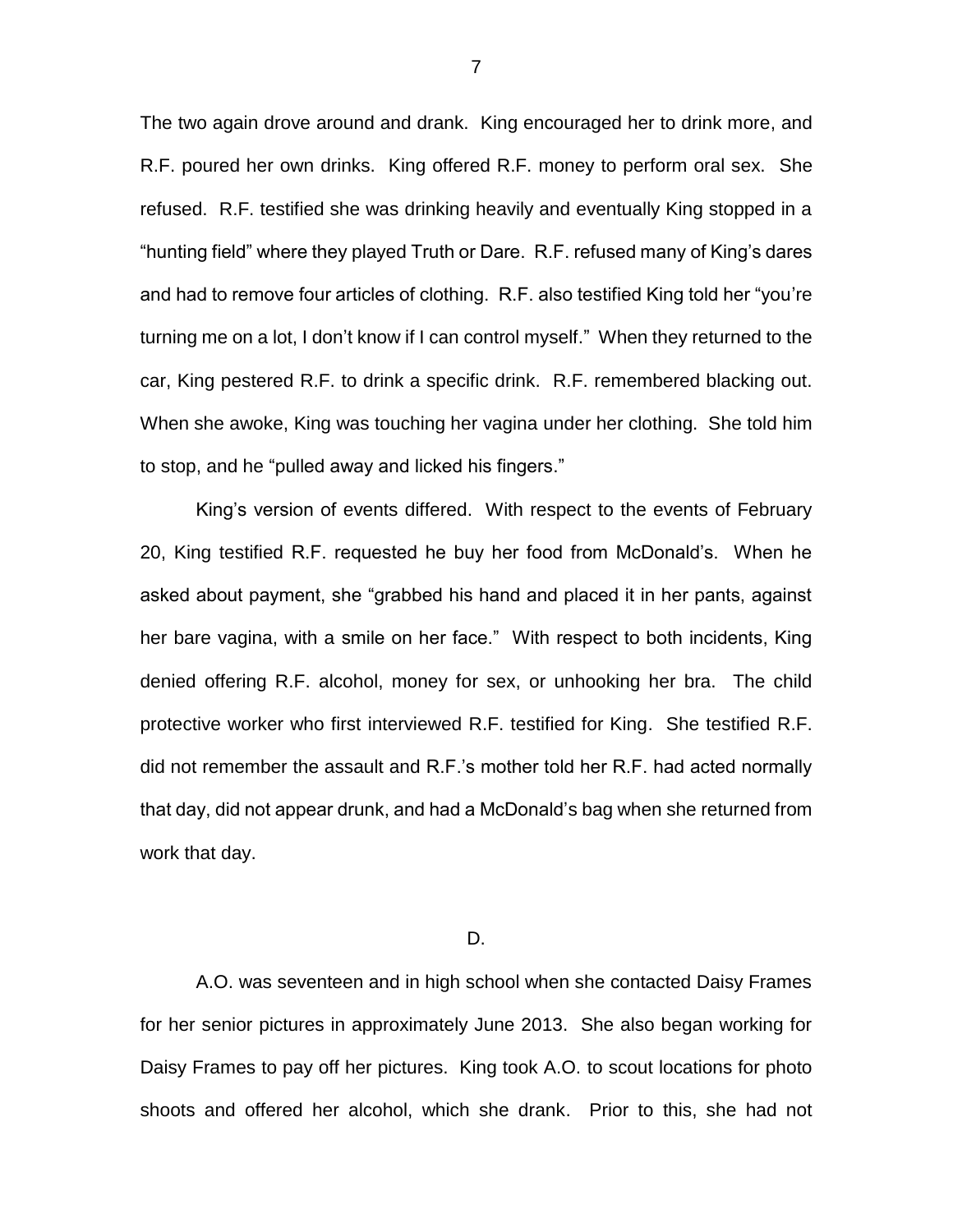The two again drove around and drank. King encouraged her to drink more, and R.F. poured her own drinks. King offered R.F. money to perform oral sex. She refused. R.F. testified she was drinking heavily and eventually King stopped in a "hunting field" where they played Truth or Dare. R.F. refused many of King's dares and had to remove four articles of clothing. R.F. also testified King told her "you're turning me on a lot, I don't know if I can control myself." When they returned to the car, King pestered R.F. to drink a specific drink. R.F. remembered blacking out. When she awoke, King was touching her vagina under her clothing. She told him to stop, and he "pulled away and licked his fingers."

King's version of events differed. With respect to the events of February 20, King testified R.F. requested he buy her food from McDonald's. When he asked about payment, she "grabbed his hand and placed it in her pants, against her bare vagina, with a smile on her face." With respect to both incidents, King denied offering R.F. alcohol, money for sex, or unhooking her bra. The child protective worker who first interviewed R.F. testified for King. She testified R.F. did not remember the assault and R.F.'s mother told her R.F. had acted normally that day, did not appear drunk, and had a McDonald's bag when she returned from work that day.

D.

A.O. was seventeen and in high school when she contacted Daisy Frames for her senior pictures in approximately June 2013. She also began working for Daisy Frames to pay off her pictures. King took A.O. to scout locations for photo shoots and offered her alcohol, which she drank. Prior to this, she had not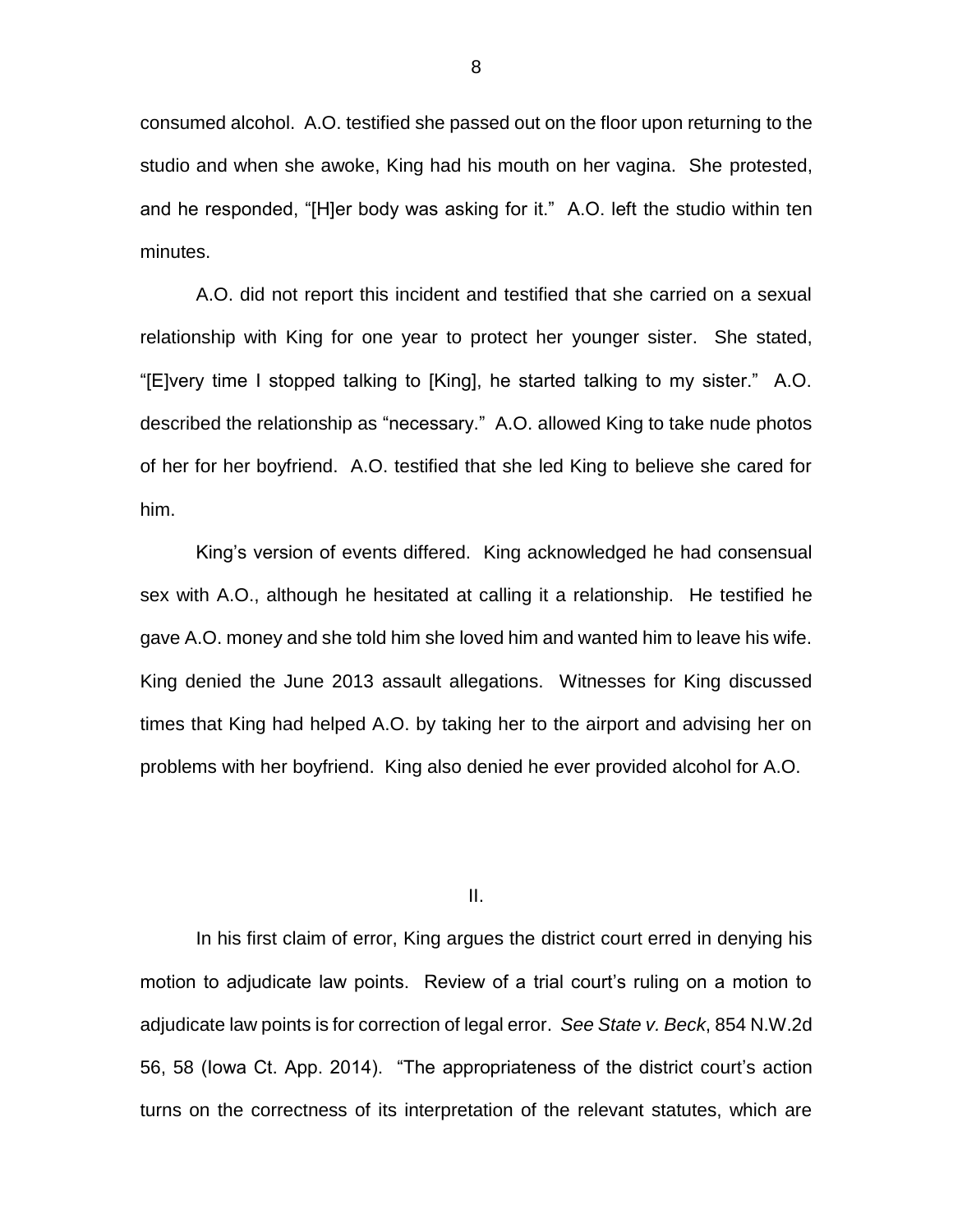consumed alcohol. A.O. testified she passed out on the floor upon returning to the studio and when she awoke, King had his mouth on her vagina. She protested, and he responded, "[H]er body was asking for it." A.O. left the studio within ten minutes.

A.O. did not report this incident and testified that she carried on a sexual relationship with King for one year to protect her younger sister. She stated, "[E]very time I stopped talking to [King], he started talking to my sister." A.O. described the relationship as "necessary." A.O. allowed King to take nude photos of her for her boyfriend. A.O. testified that she led King to believe she cared for him.

King's version of events differed. King acknowledged he had consensual sex with A.O., although he hesitated at calling it a relationship. He testified he gave A.O. money and she told him she loved him and wanted him to leave his wife. King denied the June 2013 assault allegations. Witnesses for King discussed times that King had helped A.O. by taking her to the airport and advising her on problems with her boyfriend. King also denied he ever provided alcohol for A.O.

## II.

In his first claim of error, King argues the district court erred in denying his motion to adjudicate law points. Review of a trial court's ruling on a motion to adjudicate law points is for correction of legal error. *See State v. Beck*, 854 N.W.2d 56, 58 (Iowa Ct. App. 2014). "The appropriateness of the district court's action turns on the correctness of its interpretation of the relevant statutes, which are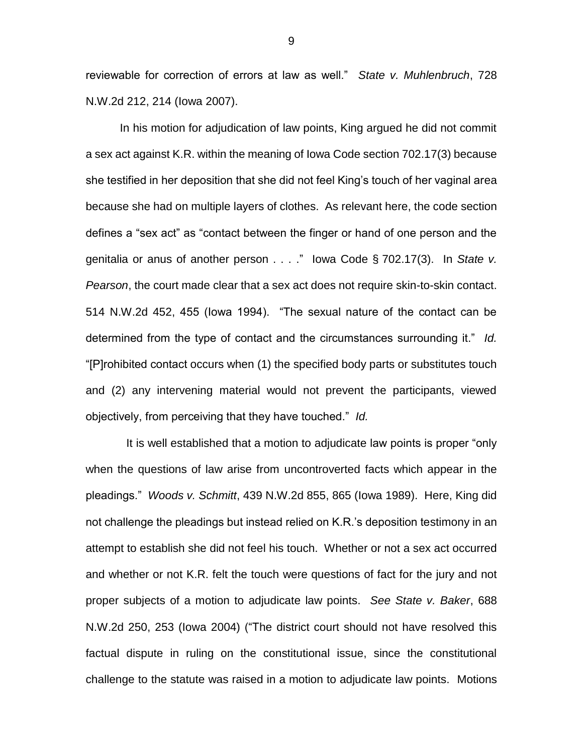reviewable for correction of errors at law as well." *State v. Muhlenbruch*, 728 N.W.2d 212, 214 (Iowa 2007).

In his motion for adjudication of law points, King argued he did not commit a sex act against K.R. within the meaning of Iowa Code section 702.17(3) because she testified in her deposition that she did not feel King's touch of her vaginal area because she had on multiple layers of clothes. As relevant here, the code section defines a "sex act" as "contact between the finger or hand of one person and the genitalia or anus of another person . . . ." Iowa Code § 702.17(3). In *State v. Pearson*, the court made clear that a sex act does not require skin-to-skin contact. 514 N.W.2d 452, 455 (Iowa 1994). "The sexual nature of the contact can be determined from the type of contact and the circumstances surrounding it." *Id.* "[P]rohibited contact occurs when (1) the specified body parts or substitutes touch and (2) any intervening material would not prevent the participants, viewed objectively, from perceiving that they have touched." *Id.*

It is well established that a motion to adjudicate law points is proper "only when the questions of law arise from uncontroverted facts which appear in the pleadings." *Woods v. Schmitt*, 439 N.W.2d 855, 865 (Iowa 1989). Here, King did not challenge the pleadings but instead relied on K.R.'s deposition testimony in an attempt to establish she did not feel his touch. Whether or not a sex act occurred and whether or not K.R. felt the touch were questions of fact for the jury and not proper subjects of a motion to adjudicate law points. *See State v. Baker*, 688 N.W.2d 250, 253 (Iowa 2004) ("The district court should not have resolved this factual dispute in ruling on the constitutional issue, since the constitutional challenge to the statute was raised in a motion to adjudicate law points. Motions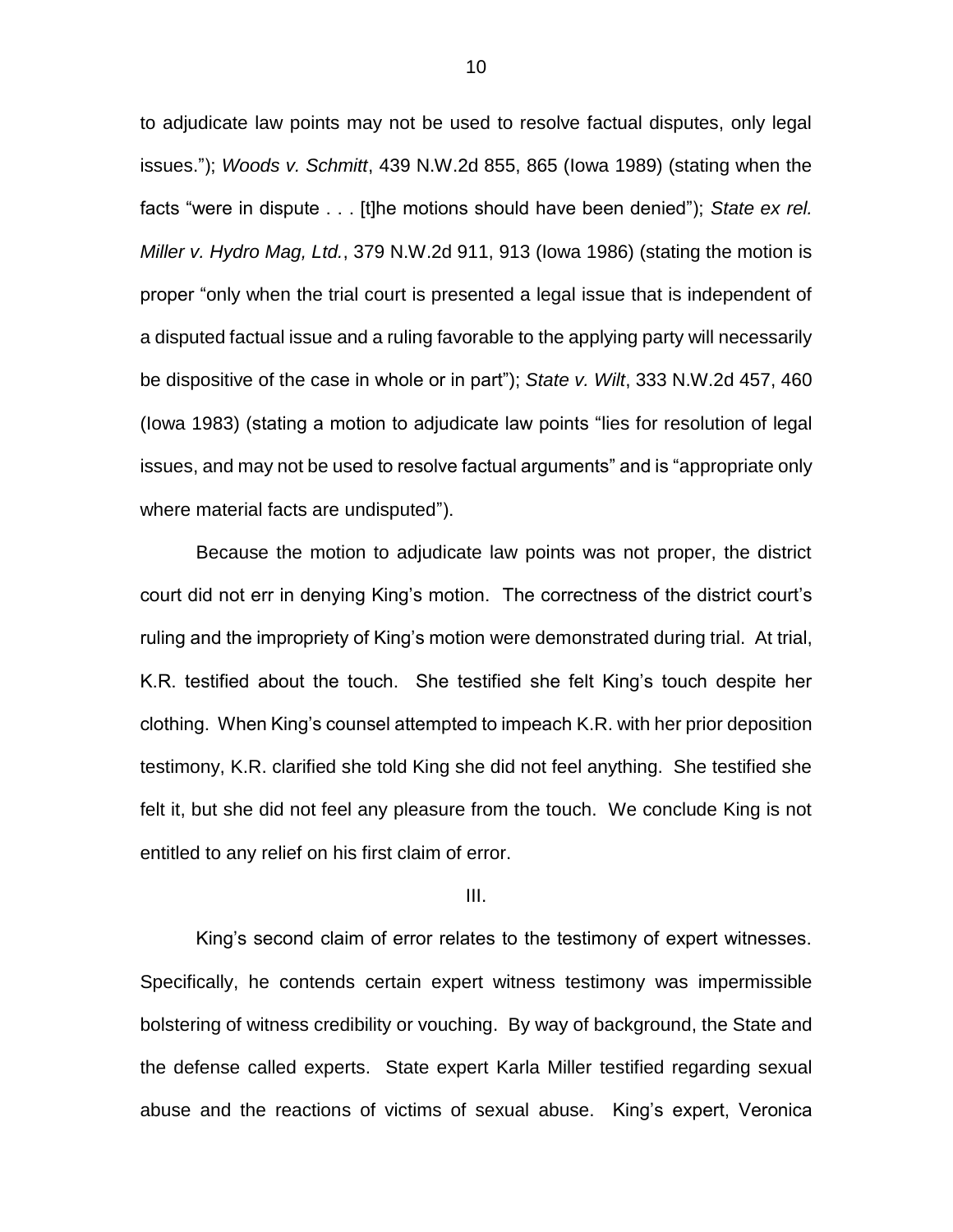to adjudicate law points may not be used to resolve factual disputes, only legal issues."); *Woods v. Schmitt*, 439 N.W.2d 855, 865 (Iowa 1989) (stating when the facts "were in dispute . . . [t]he motions should have been denied"); *State ex rel. Miller v. Hydro Mag, Ltd.*, 379 N.W.2d 911, 913 (Iowa 1986) (stating the motion is proper "only when the trial court is presented a legal issue that is independent of a disputed factual issue and a ruling favorable to the applying party will necessarily be dispositive of the case in whole or in part"); *State v. Wilt*, 333 N.W.2d 457, 460 (Iowa 1983) (stating a motion to adjudicate law points "lies for resolution of legal issues, and may not be used to resolve factual arguments" and is "appropriate only where material facts are undisputed").

Because the motion to adjudicate law points was not proper, the district court did not err in denying King's motion. The correctness of the district court's ruling and the impropriety of King's motion were demonstrated during trial. At trial, K.R. testified about the touch. She testified she felt King's touch despite her clothing. When King's counsel attempted to impeach K.R. with her prior deposition testimony, K.R. clarified she told King she did not feel anything. She testified she felt it, but she did not feel any pleasure from the touch. We conclude King is not entitled to any relief on his first claim of error.

III.

King's second claim of error relates to the testimony of expert witnesses. Specifically, he contends certain expert witness testimony was impermissible bolstering of witness credibility or vouching. By way of background, the State and the defense called experts. State expert Karla Miller testified regarding sexual abuse and the reactions of victims of sexual abuse. King's expert, Veronica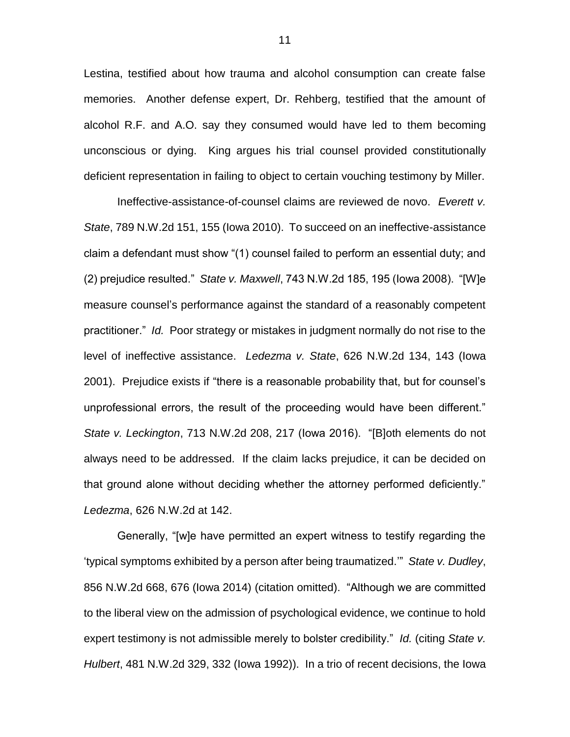Lestina, testified about how trauma and alcohol consumption can create false memories. Another defense expert, Dr. Rehberg, testified that the amount of alcohol R.F. and A.O. say they consumed would have led to them becoming unconscious or dying. King argues his trial counsel provided constitutionally deficient representation in failing to object to certain vouching testimony by Miller.

Ineffective-assistance-of-counsel claims are reviewed de novo. *Everett v. State*, 789 N.W.2d 151, 155 (Iowa 2010). To succeed on an ineffective-assistance claim a defendant must show "(1) counsel failed to perform an essential duty; and (2) prejudice resulted." *State v. Maxwell*, 743 N.W.2d 185, 195 (Iowa 2008). "[W]e measure counsel's performance against the standard of a reasonably competent practitioner." *Id.* Poor strategy or mistakes in judgment normally do not rise to the level of ineffective assistance. *Ledezma v. State*, 626 N.W.2d 134, 143 (Iowa 2001). Prejudice exists if "there is a reasonable probability that, but for counsel's unprofessional errors, the result of the proceeding would have been different." *State v. Leckington*, 713 N.W.2d 208, 217 (Iowa 2016). "[B]oth elements do not always need to be addressed. If the claim lacks prejudice, it can be decided on that ground alone without deciding whether the attorney performed deficiently." *Ledezma*, 626 N.W.2d at 142.

Generally, "[w]e have permitted an expert witness to testify regarding the 'typical symptoms exhibited by a person after being traumatized.'" *State v. Dudley*, 856 N.W.2d 668, 676 (Iowa 2014) (citation omitted). "Although we are committed to the liberal view on the admission of psychological evidence, we continue to hold expert testimony is not admissible merely to bolster credibility." *Id.* (citing *State v. Hulbert*, 481 N.W.2d 329, 332 (Iowa 1992)). In a trio of recent decisions, the Iowa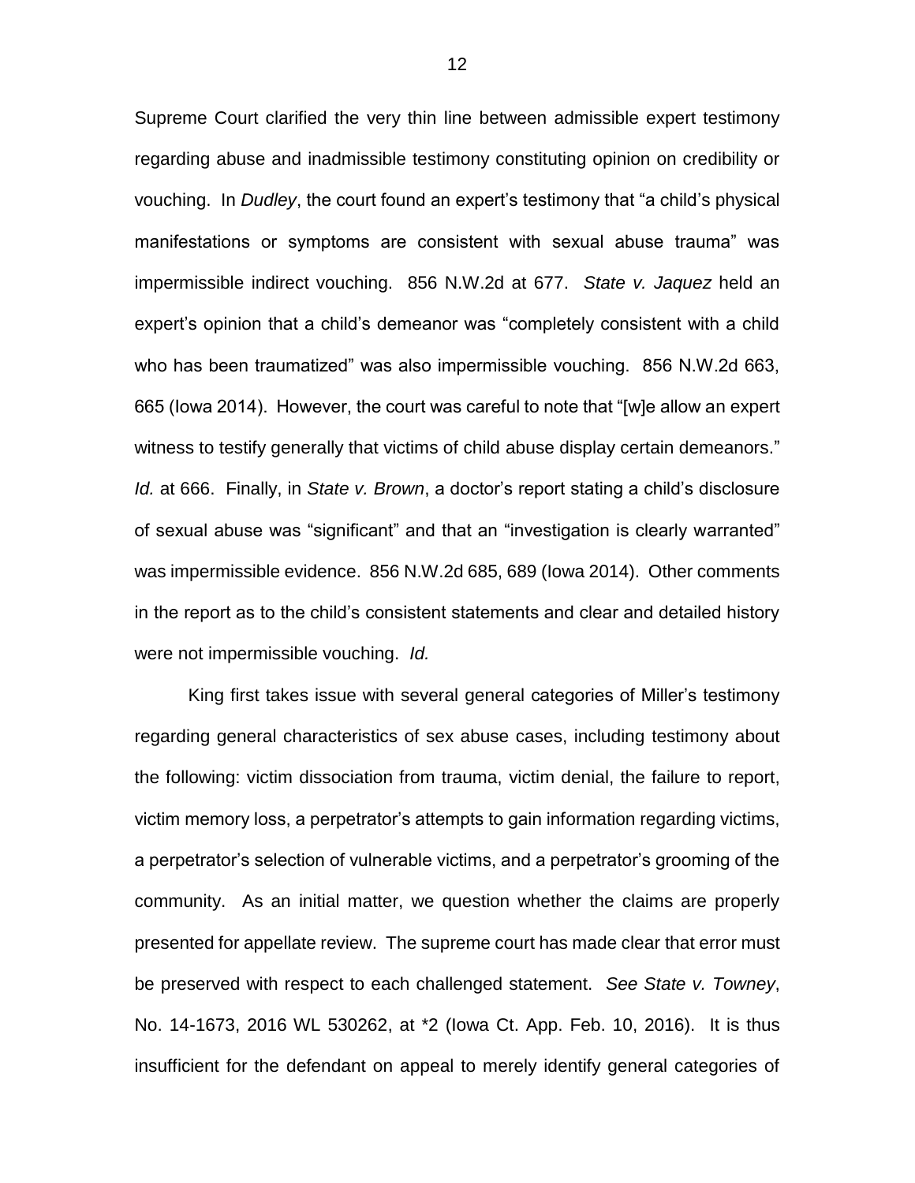Supreme Court clarified the very thin line between admissible expert testimony regarding abuse and inadmissible testimony constituting opinion on credibility or vouching. In *Dudley*, the court found an expert's testimony that "a child's physical manifestations or symptoms are consistent with sexual abuse trauma" was impermissible indirect vouching. 856 N.W.2d at 677. *State v. Jaquez* held an expert's opinion that a child's demeanor was "completely consistent with a child who has been traumatized" was also impermissible vouching. 856 N.W.2d 663, 665 (Iowa 2014). However, the court was careful to note that "[w]e allow an expert witness to testify generally that victims of child abuse display certain demeanors." *Id.* at 666. Finally, in *State v. Brown*, a doctor's report stating a child's disclosure of sexual abuse was "significant" and that an "investigation is clearly warranted" was impermissible evidence. 856 N.W.2d 685, 689 (Iowa 2014). Other comments in the report as to the child's consistent statements and clear and detailed history were not impermissible vouching. *Id.*

King first takes issue with several general categories of Miller's testimony regarding general characteristics of sex abuse cases, including testimony about the following: victim dissociation from trauma, victim denial, the failure to report, victim memory loss, a perpetrator's attempts to gain information regarding victims, a perpetrator's selection of vulnerable victims, and a perpetrator's grooming of the community. As an initial matter, we question whether the claims are properly presented for appellate review. The supreme court has made clear that error must be preserved with respect to each challenged statement. *See State v. Towney*, No. 14-1673, 2016 WL 530262, at *2 (Iowa Ct. App. Feb. 10, 2016). It is thus insufficient for the defendant on appeal to merely identify general categories of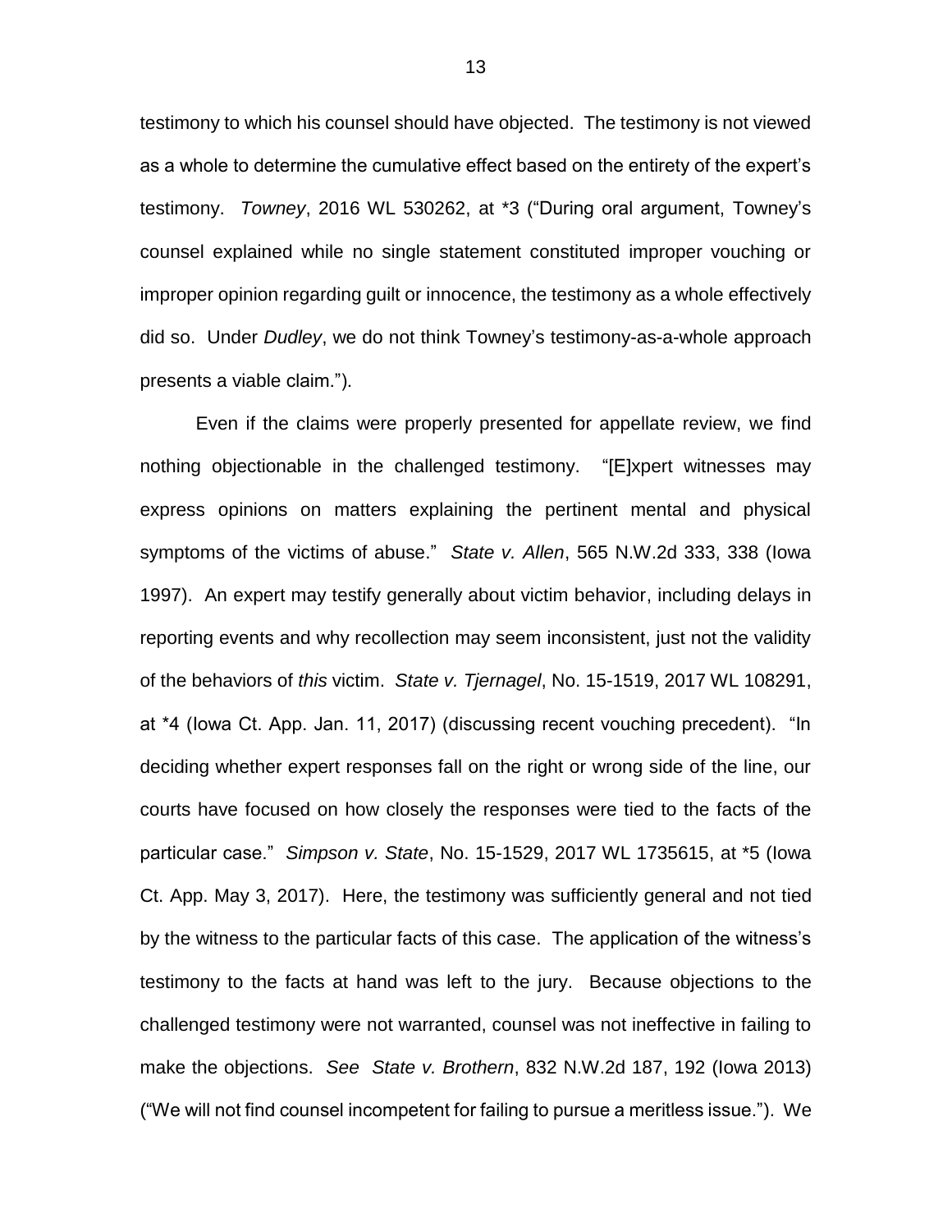testimony to which his counsel should have objected. The testimony is not viewed as a whole to determine the cumulative effect based on the entirety of the expert's testimony. *Towney*, 2016 WL 530262, at *3 ("During oral argument, Towney's counsel explained while no single statement constituted improper vouching or improper opinion regarding guilt or innocence, the testimony as a whole effectively did so. Under *Dudley*, we do not think Towney's testimony-as-a-whole approach presents a viable claim.").

Even if the claims were properly presented for appellate review, we find nothing objectionable in the challenged testimony. "[E]xpert witnesses may express opinions on matters explaining the pertinent mental and physical symptoms of the victims of abuse." *State v. Allen*, 565 N.W.2d 333, 338 (Iowa 1997). An expert may testify generally about victim behavior, including delays in reporting events and why recollection may seem inconsistent, just not the validity of the behaviors of *this* victim. *State v. Tjernagel*, No. 15-1519, 2017 WL 108291, at *4 (Iowa Ct. App. Jan. 11, 2017) (discussing recent vouching precedent). "In deciding whether expert responses fall on the right or wrong side of the line, our courts have focused on how closely the responses were tied to the facts of the particular case." *Simpson v. State*, No. 15-1529, 2017 WL 1735615, at *5 (Iowa Ct. App. May 3, 2017). Here, the testimony was sufficiently general and not tied by the witness to the particular facts of this case. The application of the witness's testimony to the facts at hand was left to the jury. Because objections to the challenged testimony were not warranted, counsel was not ineffective in failing to make the objections. *See State v. Brothern*, 832 N.W.2d 187, 192 (Iowa 2013) ("We will not find counsel incompetent for failing to pursue a meritless issue."). We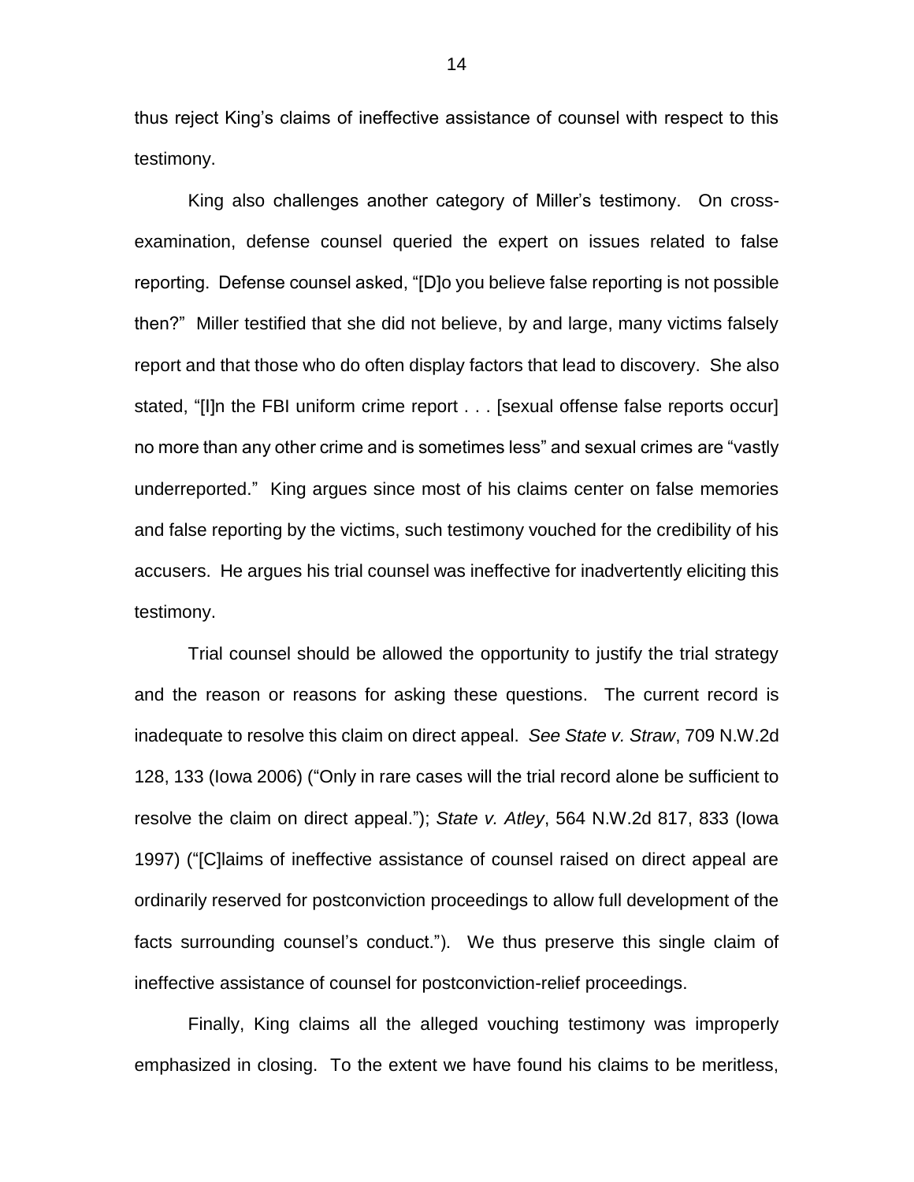thus reject King's claims of ineffective assistance of counsel with respect to this testimony.

King also challenges another category of Miller's testimony. On cross-examination, defense counsel queried the expert on issues related to false reporting. Defense counsel asked, "[D]o you believe false reporting is not possible then?" Miller testified that she did not believe, by and large, many victims falsely report and that those who do often display factors that lead to discovery. She also stated, "[I]n the FBI uniform crime report . . . [sexual offense false reports occur] no more than any other crime and is sometimes less" and sexual crimes are "vastly underreported." King argues since most of his claims center on false memories and false reporting by the victims, such testimony vouched for the credibility of his accusers. He argues his trial counsel was ineffective for inadvertently eliciting this testimony.

Trial counsel should be allowed the opportunity to justify the trial strategy and the reason or reasons for asking these questions. The current record is inadequate to resolve this claim on direct appeal. *See State v. Straw*, 709 N.W.2d 128, 133 (Iowa 2006) ("Only in rare cases will the trial record alone be sufficient to resolve the claim on direct appeal."); *State v. Atley*, 564 N.W.2d 817, 833 (Iowa 1997) ("[C]laims of ineffective assistance of counsel raised on direct appeal are ordinarily reserved for postconviction proceedings to allow full development of the facts surrounding counsel's conduct."). We thus preserve this single claim of ineffective assistance of counsel for postconviction-relief proceedings.

Finally, King claims all the alleged vouching testimony was improperly emphasized in closing. To the extent we have found his claims to be meritless,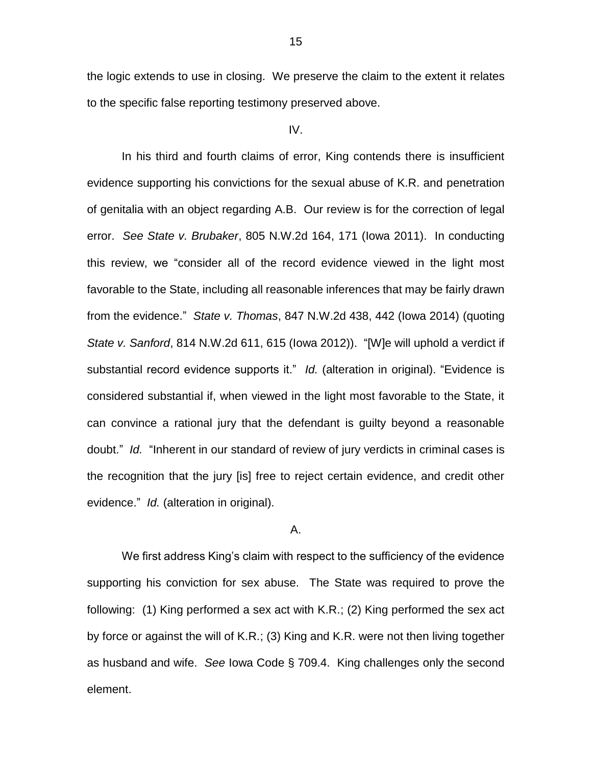the logic extends to use in closing. We preserve the claim to the extent it relates to the specific false reporting testimony preserved above.

## IV.

In his third and fourth claims of error, King contends there is insufficient evidence supporting his convictions for the sexual abuse of K.R. and penetration of genitalia with an object regarding A.B. Our review is for the correction of legal error. *See State v. Brubaker*, 805 N.W.2d 164, 171 (Iowa 2011). In conducting this review, we "consider all of the record evidence viewed in the light most favorable to the State, including all reasonable inferences that may be fairly drawn from the evidence." *State v. Thomas*, 847 N.W.2d 438, 442 (Iowa 2014) (quoting *State v. Sanford*, 814 N.W.2d 611, 615 (Iowa 2012)). "[W]e will uphold a verdict if substantial record evidence supports it." *Id.* (alteration in original). "Evidence is considered substantial if, when viewed in the light most favorable to the State, it can convince a rational jury that the defendant is guilty beyond a reasonable doubt." *Id.* "Inherent in our standard of review of jury verdicts in criminal cases is the recognition that the jury [is] free to reject certain evidence, and credit other evidence." *Id.* (alteration in original).

### A.

We first address King's claim with respect to the sufficiency of the evidence supporting his conviction for sex abuse. The State was required to prove the following: (1) King performed a sex act with K.R.; (2) King performed the sex act by force or against the will of K.R.; (3) King and K.R. were not then living together as husband and wife. *See* Iowa Code § 709.4. King challenges only the second element.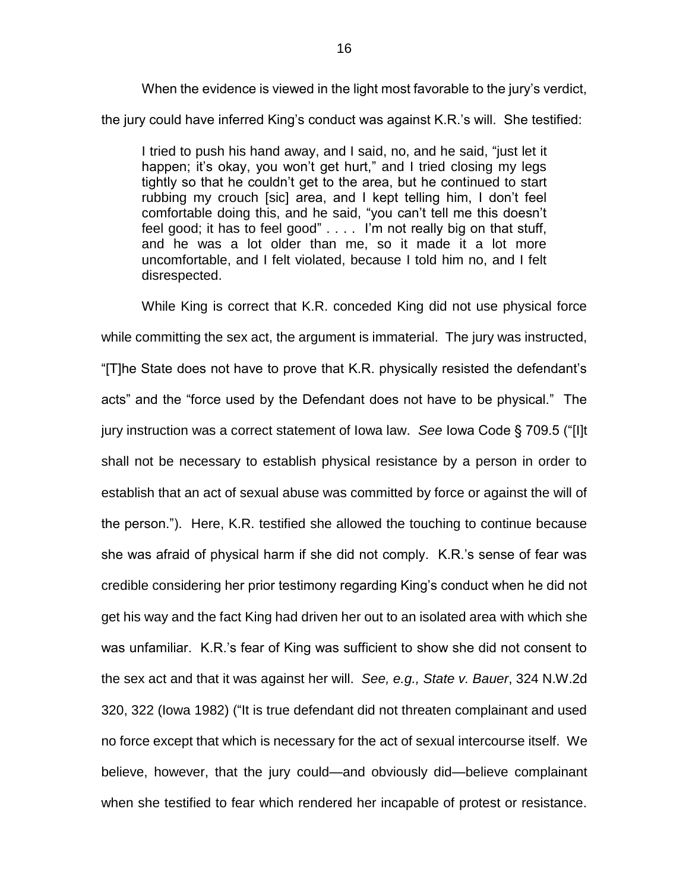When the evidence is viewed in the light most favorable to the jury's verdict, the jury could have inferred King's conduct was against K.R.'s will. She testified:

> I tried to push his hand away, and I said, no, and he said, "just let it happen; it's okay, you won't get hurt," and I tried closing my legs tightly so that he couldn't get to the area, but he continued to start rubbing my crouch [sic] area, and I kept telling him, I don't feel comfortable doing this, and he said, "you can't tell me this doesn't feel good; it has to feel good" . . . . I'm not really big on that stuff, and he was a lot older than me, so it made it a lot more uncomfortable, and I felt violated, because I told him no, and I felt disrespected.

While King is correct that K.R. conceded King did not use physical force while committing the sex act, the argument is immaterial. The jury was instructed, "[T]he State does not have to prove that K.R. physically resisted the defendant's acts" and the "force used by the Defendant does not have to be physical." The jury instruction was a correct statement of Iowa law. *See* Iowa Code § 709.5 ("[I]t shall not be necessary to establish physical resistance by a person in order to establish that an act of sexual abuse was committed by force or against the will of the person."). Here, K.R. testified she allowed the touching to continue because she was afraid of physical harm if she did not comply. K.R.'s sense of fear was credible considering her prior testimony regarding King's conduct when he did not get his way and the fact King had driven her out to an isolated area with which she was unfamiliar. K.R.'s fear of King was sufficient to show she did not consent to the sex act and that it was against her will. *See, e.g., State v. Bauer*, 324 N.W.2d 320, 322 (Iowa 1982) ("It is true defendant did not threaten complainant and used no force except that which is necessary for the act of sexual intercourse itself. We believe, however, that the jury could—and obviously did—believe complainant when she testified to fear which rendered her incapable of protest or resistance.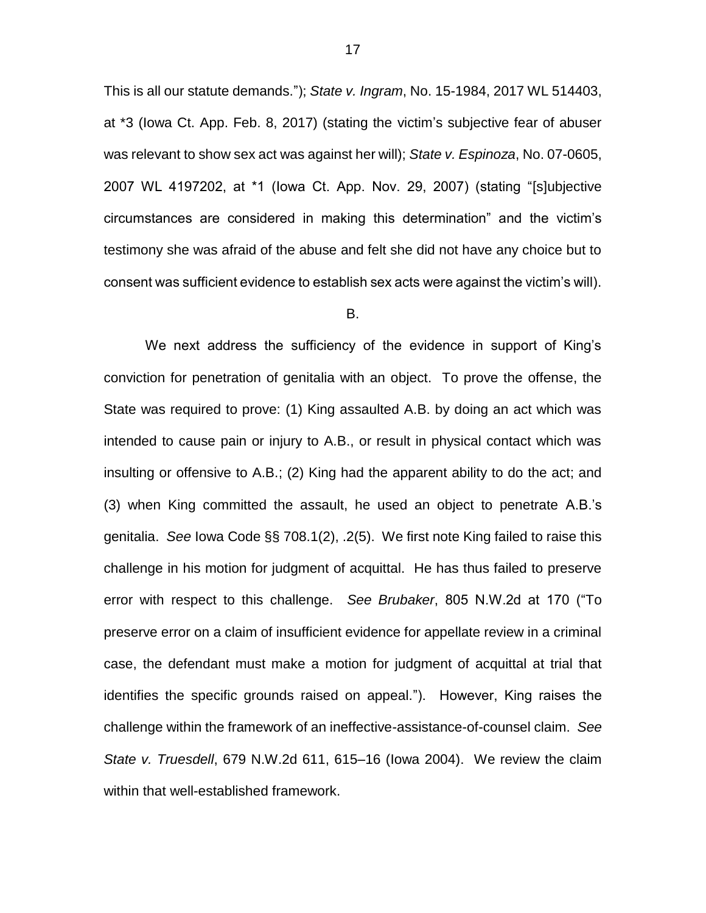This is all our statute demands."); *State v. Ingram*, No. 15-1984, 2017 WL 514403, at *3 (Iowa Ct. App. Feb. 8, 2017) (stating the victim's subjective fear of abuser was relevant to show sex act was against her will); *State v. Espinoza*, No. 07-0605, 2007 WL 4197202, at *1 (Iowa Ct. App. Nov. 29, 2007) (stating "[s]ubjective circumstances are considered in making this determination" and the victim's testimony she was afraid of the abuse and felt she did not have any choice but to consent was sufficient evidence to establish sex acts were against the victim's will).

B.

We next address the sufficiency of the evidence in support of King's conviction for penetration of genitalia with an object. To prove the offense, the State was required to prove: (1) King assaulted A.B. by doing an act which was intended to cause pain or injury to A.B., or result in physical contact which was insulting or offensive to A.B.; (2) King had the apparent ability to do the act; and (3) when King committed the assault, he used an object to penetrate A.B.'s genitalia. *See* Iowa Code §§ 708.1(2), .2(5). We first note King failed to raise this challenge in his motion for judgment of acquittal. He has thus failed to preserve error with respect to this challenge. *See Brubaker*, 805 N.W.2d at 170 ("To preserve error on a claim of insufficient evidence for appellate review in a criminal case, the defendant must make a motion for judgment of acquittal at trial that identifies the specific grounds raised on appeal."). However, King raises the challenge within the framework of an ineffective-assistance-of-counsel claim. *See State v. Truesdell*, 679 N.W.2d 611, 615–16 (Iowa 2004). We review the claim within that well-established framework.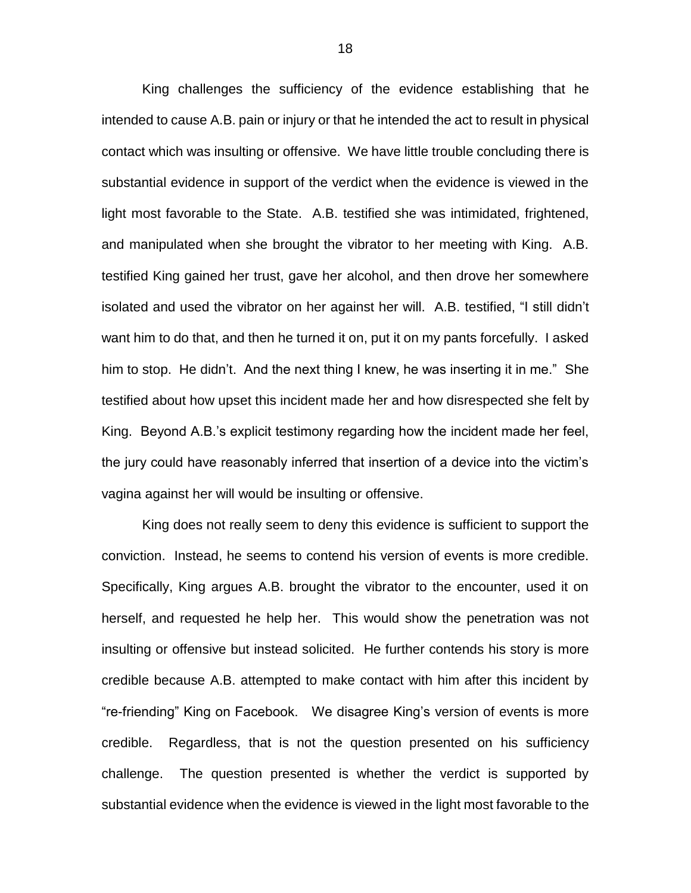King challenges the sufficiency of the evidence establishing that he intended to cause A.B. pain or injury or that he intended the act to result in physical contact which was insulting or offensive. We have little trouble concluding there is substantial evidence in support of the verdict when the evidence is viewed in the light most favorable to the State. A.B. testified she was intimidated, frightened, and manipulated when she brought the vibrator to her meeting with King. A.B. testified King gained her trust, gave her alcohol, and then drove her somewhere isolated and used the vibrator on her against her will. A.B. testified, "I still didn't want him to do that, and then he turned it on, put it on my pants forcefully. I asked him to stop. He didn't. And the next thing I knew, he was inserting it in me." She testified about how upset this incident made her and how disrespected she felt by King. Beyond A.B.'s explicit testimony regarding how the incident made her feel, the jury could have reasonably inferred that insertion of a device into the victim's vagina against her will would be insulting or offensive.

King does not really seem to deny this evidence is sufficient to support the conviction. Instead, he seems to contend his version of events is more credible. Specifically, King argues A.B. brought the vibrator to the encounter, used it on herself, and requested he help her. This would show the penetration was not insulting or offensive but instead solicited. He further contends his story is more credible because A.B. attempted to make contact with him after this incident by "re-friending" King on Facebook. We disagree King's version of events is more credible. Regardless, that is not the question presented on his sufficiency challenge. The question presented is whether the verdict is supported by substantial evidence when the evidence is viewed in the light most favorable to the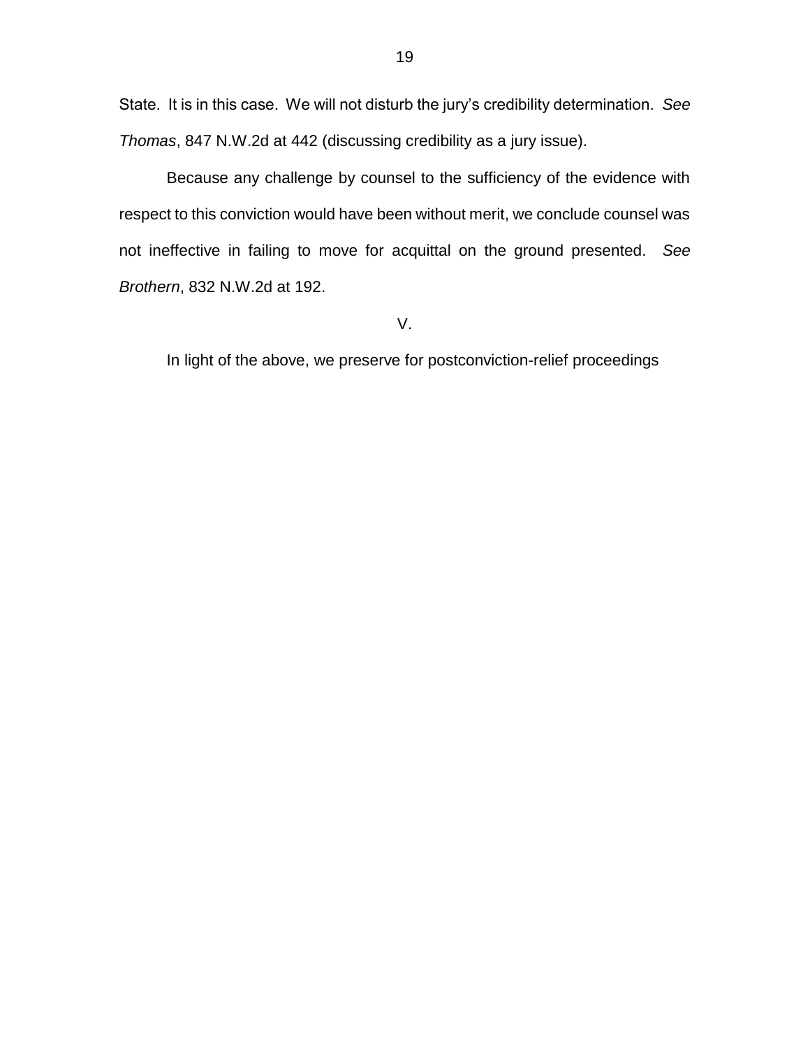State. It is in this case. We will not disturb the jury's credibility determination. *See Thomas*, 847 N.W.2d at 442 (discussing credibility as a jury issue).

Because any challenge by counsel to the sufficiency of the evidence with respect to this conviction would have been without merit, we conclude counsel was not ineffective in failing to move for acquittal on the ground presented. *See Brothern*, 832 N.W.2d at 192.

V.

In light of the above, we preserve for postconviction-relief proceedings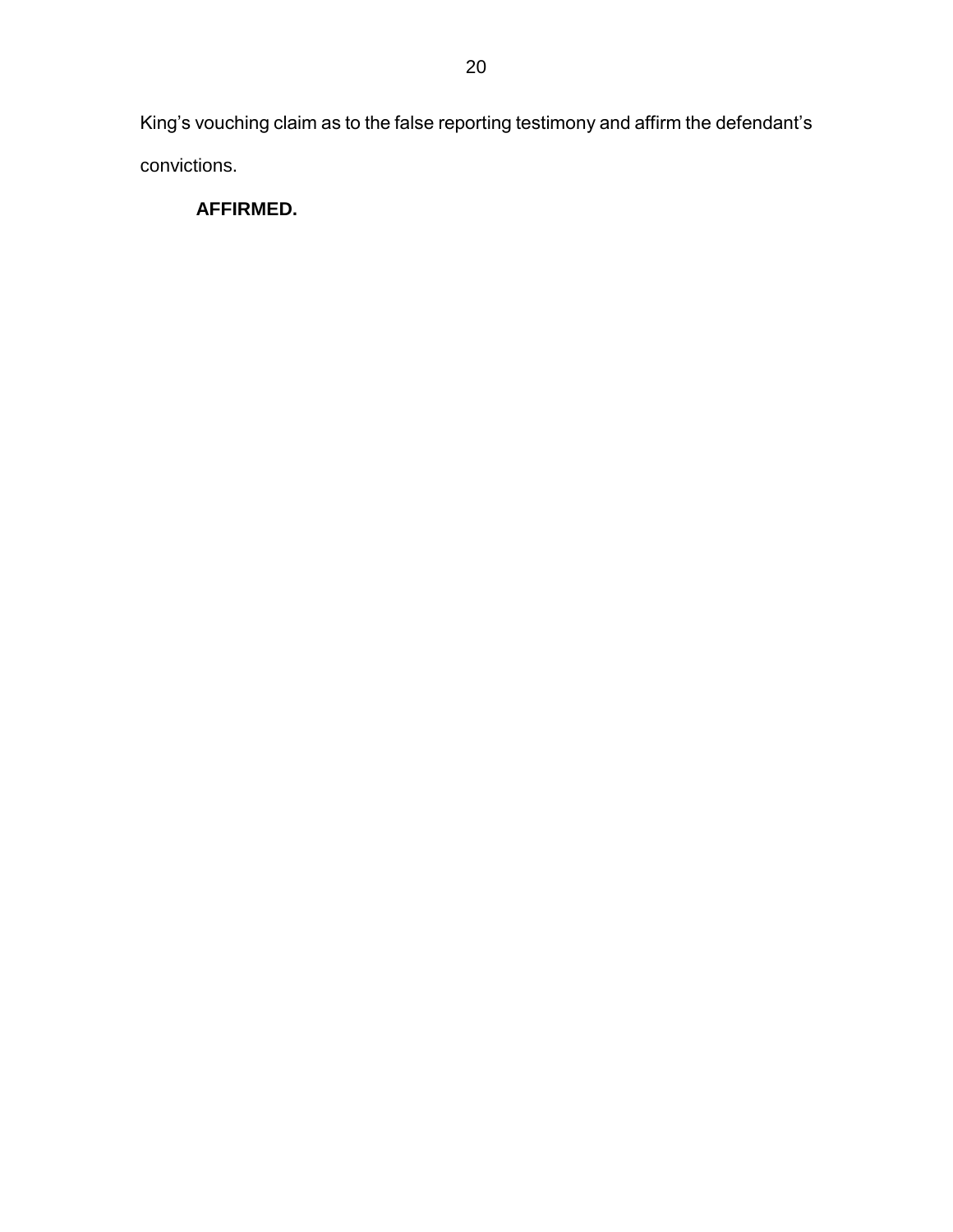King's vouching claim as to the false reporting testimony and affirm the defendant's convictions.

**AFFIRMED.**